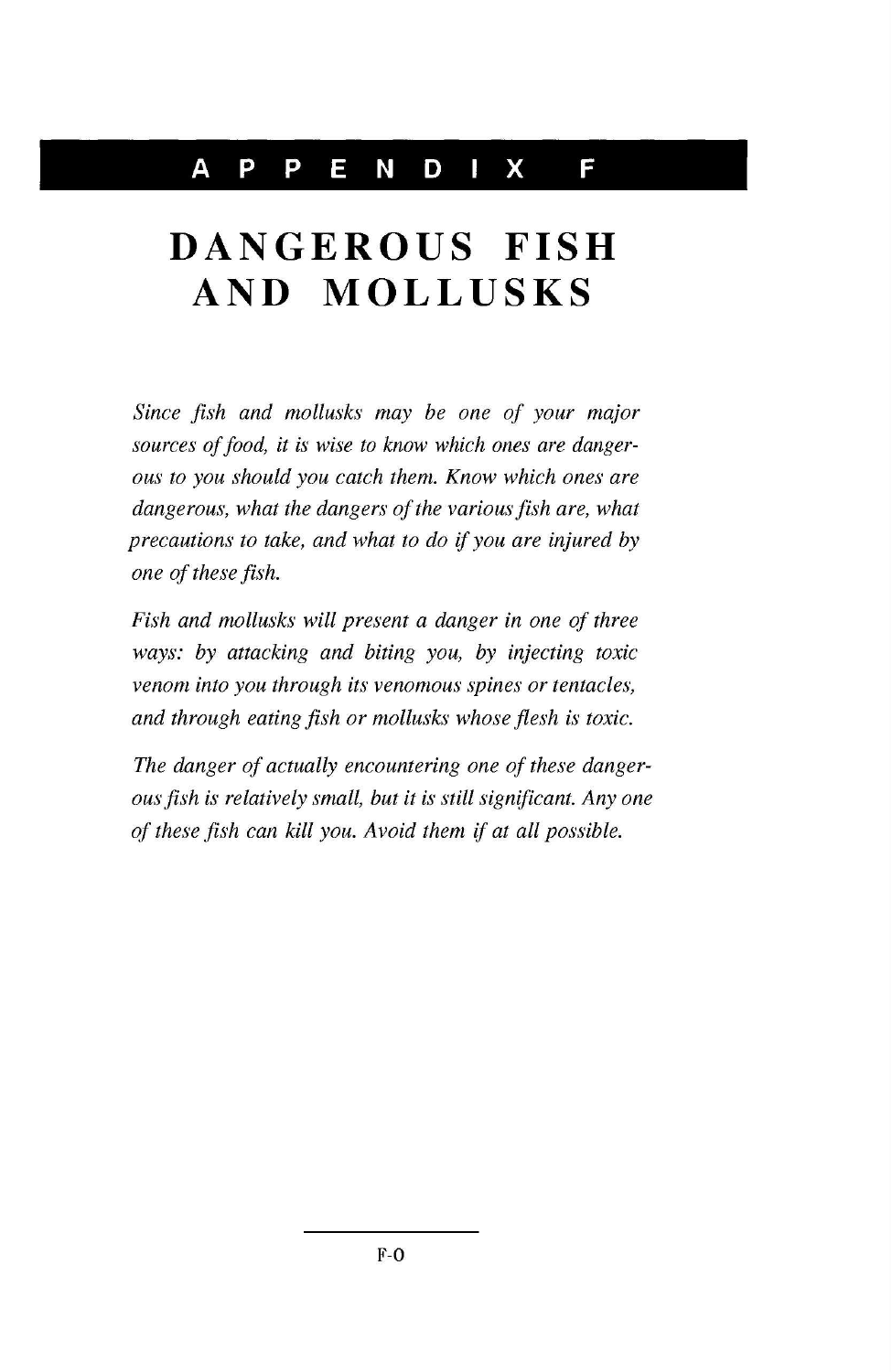# APPENDIX F

# DANGEROUS FISH AND MOLLUSKS

*Since fish and mollusks may be one of your major sources of food, it is wise to know which ones are dangerous to you should you catch them. Know which ones are dangerous, what the dangers of the various fish are, what precautions to take, and what to do if you are injured by one of these fish.*

*Fish and mollusks will present a danger in one of three ways: by attacking and biting you, by injecting toxic venom into you through its venomous spines or tentacles, and through eating fish or mollusks whose flesh is toxic.*

*The danger of actually encountering one of these dangerous fish is relatively small, but it is still significant. Any one of these fish can kill you. Avoid them if at all possible.*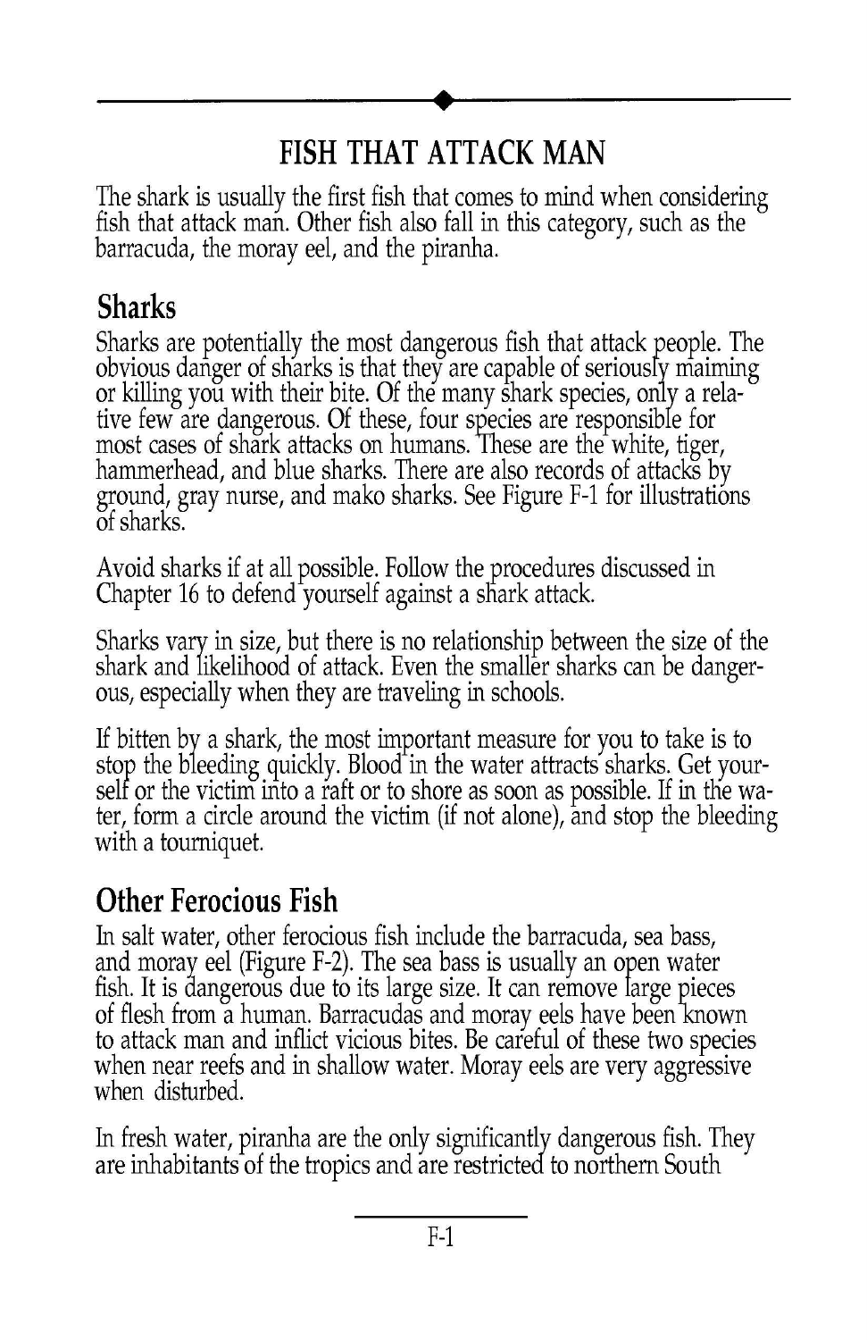# FISH THAT ATTACK MAN

The shark is usually the first fish that comes to mind when considering fish that attack man. Other fish also fall in this category, such as the barracuda, the moray eel, and the piranha.

## Sharks

Sharks are potentially the most dangerous fish that attack people. The obvious danger of sharks is that they are capable of seriously maiming or killing you with their bite. Of the many shark species, only a relative few are dangerous. Of these, four species are responsible for most cases of shark attacks on humans. These are the white, tiger, hammerhead, and blue sharks. There are also records of attacks by ground, gray nurse, and mako sharks. See Figure F-1 for illustrations of sharks.

Avoid sharks if at all possible. Follow the procedures discussed in Chapter 16 to defend yourself against a shark attack.

Sharks vary in size, but there is no relationship between the size of the shark and likelihood of attack. Even the smaller sharks can be dangerous, especially when they are traveling in schools.

If bitten by a shark, the most important measure for you to take is to stop the bleeding quickly. Blood in the water attracts sharks. Get yourself or the victim into a raft or to shore as soon as possible. If in the water, form a circle around the victim (if not alone), and stop the bleeding with a tourniquet.

## Other Ferocious Fish

In salt water, other ferocious fish include the barracuda, sea bass, and moray eel (Figure F-2). The sea bass is usually an open water fish. It is dangerous due to its large size. It can remove large pieces of flesh from a human. Barracudas and moray eels have been known to attack man and inflict vicious bites. Be careful of these two species when near reefs and in shallow water. Moray eels are very aggressive when disturbed.

In fresh water, piranha are the only significantly dangerous fish. They are inhabitants of the tropics and are restricted to northern South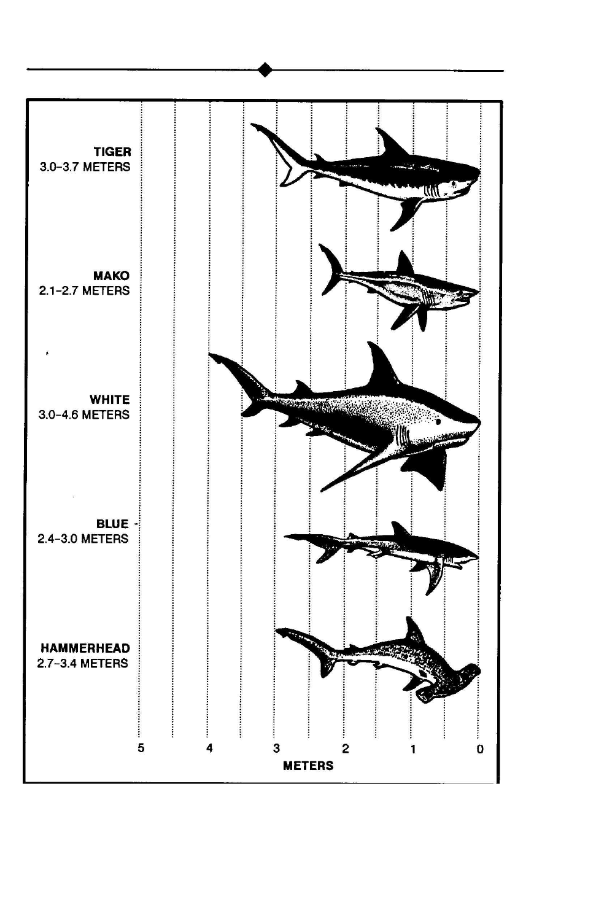TIGER
3.0–3.7 METERS

MAKO
2.1–2.7 METERS

WHITE
3.0–4.6 METERS

BLUE
2.4–3.0 METERS

HAMMERHEAD
2.7–3.4 METERS

5 4 3 2 1 0

METERS